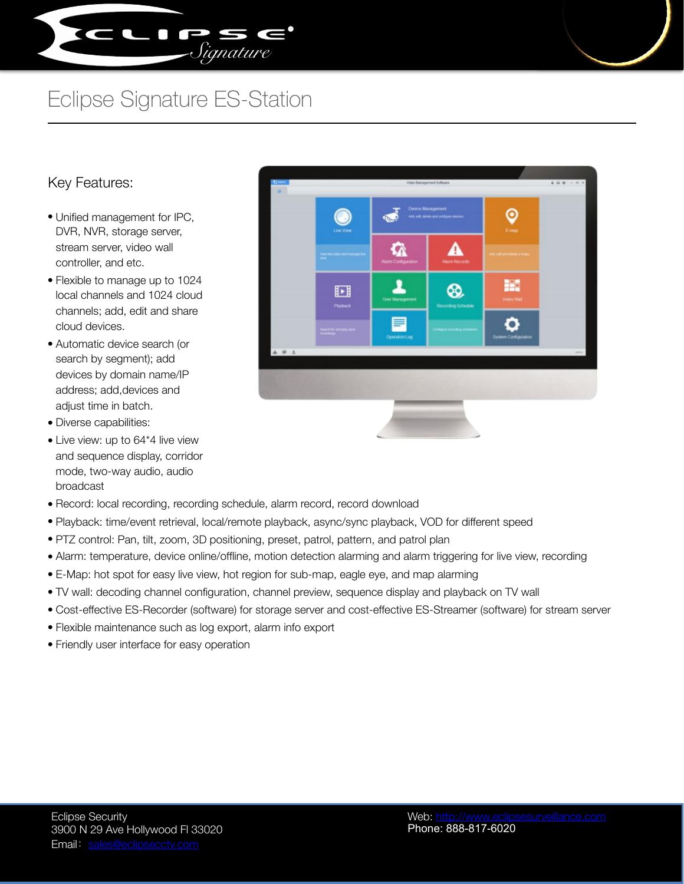# Eclipse Signature ES-Station

## Key Features:

- Unified management for IPC, DVR, NVR, storage server, stream server, video wall controller, and etc.
- Flexible to manage up to 1024 local channels and 1024 cloud channels; add, edit and share cloud devices.
- Automatic device search (or search by segment); add devices by domain name/IP address; add,devices and adjust time in batch.
- Diverse capabilities:
- Live view: up to 64*4 live view and sequence display, corridor mode, two-way audio, audio broadcast
- Record: local recording, recording schedule, alarm record, record download
- Playback: time/event retrieval, local/remote playback, async/sync playback, VOD for different speed
- PTZ control: Pan, tilt, zoom, 3D positioning, preset, patrol, pattern, and patrol plan
- Alarm: temperature, device online/offline, motion detection alarming and alarm triggering for live view, recording
- E-Map: hot spot for easy live view, hot region for sub-map, eagle eye, and map alarming
- TV wall: decoding channel configuration, channel preview, sequence display and playback on TV wall
- Cost-effective ES-Recorder (software) for storage server and cost-effective ES-Streamer (software) for stream server
- Flexible maintenance such as log export, alarm info export
- Friendly user interface for easy operation

Eclipse Security
3900 N 29 Ave Hollywood Fl 33020
Email：sales@eclipseccty.com

Web: http://www.eclipsesurveillance.com
Phone: 888-817-6020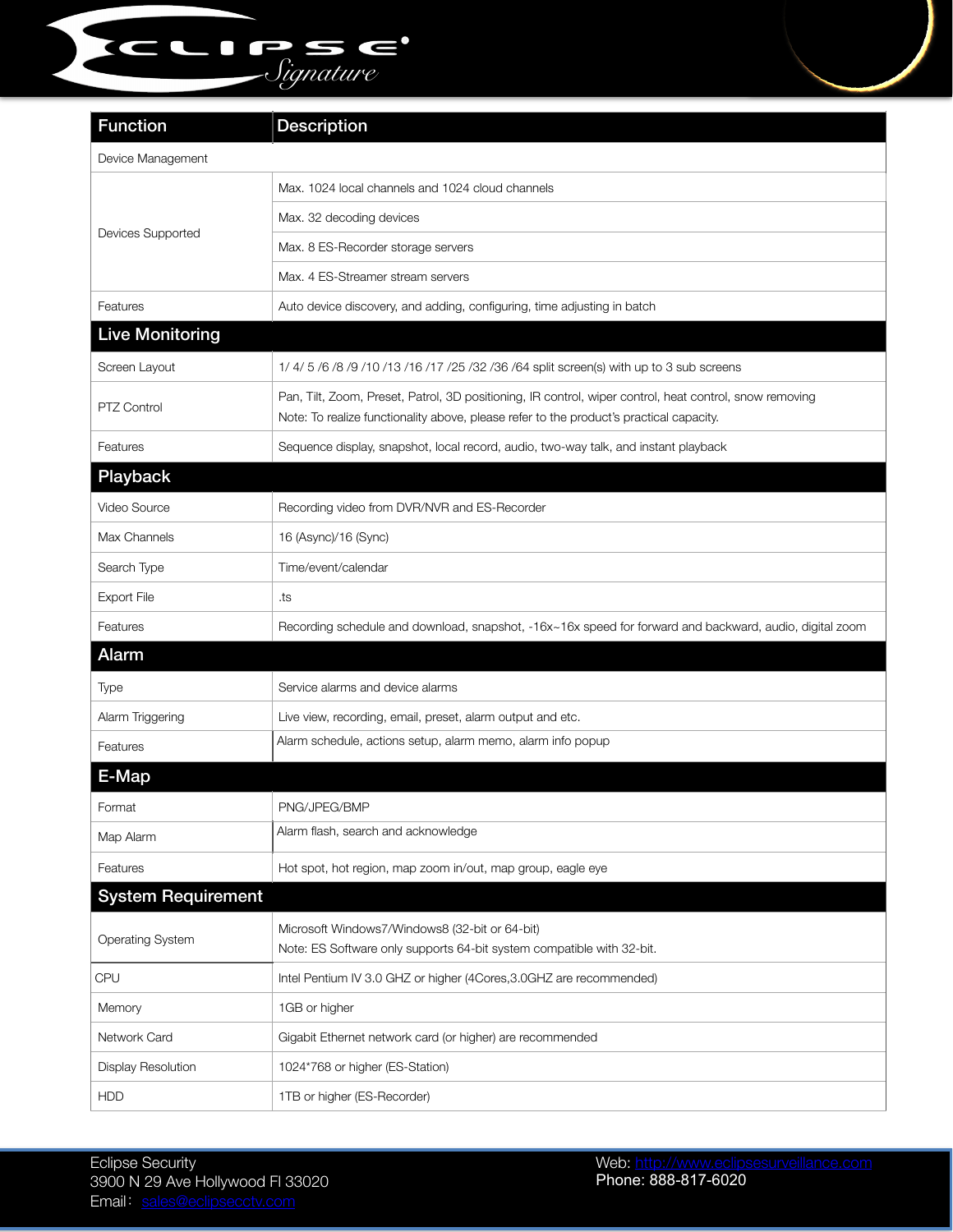| Function | Description |
| --- | --- |
| Device Management | |
| Devices Supported | Max. 1024 local channels and 1024 cloud channels |
| | Max. 32 decoding devices |
| | Max. 8 ES-Recorder storage servers |
| | Max. 4 ES-Streamer stream servers |
| Features | Auto device discovery, and adding, configuring, time adjusting in batch |
| **Live Monitoring** | |
| Screen Layout | 1/ 4/ 5 /6 /8 /9 /10 /13 /16 /17 /25 /32 /36 /64 split screen(s) with up to 3 sub screens |
| PTZ Control | Pan, Tilt, Zoom, Preset, Patrol, 3D positioning, IR control, wiper control, heat control, snow removing<br>Note: To realize functionality above, please refer to the product's practical capacity. |
| Features | Sequence display, snapshot, local record, audio, two-way talk, and instant playback |
| **Playback** | |
| Video Source | Recording video from DVR/NVR and ES-Recorder |
| Max Channels | 16 (Async)/16 (Sync) |
| Search Type | Time/event/calendar |
| Export File | .ts |
| Features | Recording schedule and download, snapshot, -16x~16x speed for forward and backward, audio, digital zoom |
| **Alarm** | |
| Type | Service alarms and device alarms |
| Alarm Triggering | Live view, recording, email, preset, alarm output and etc. |
| Features | Alarm schedule, actions setup, alarm memo, alarm info popup |
| **E-Map** | |
| Format | PNG/JPEG/BMP |
| Map Alarm | Alarm flash, search and acknowledge |
| Features | Hot spot, hot region, map zoom in/out, map group, eagle eye |
| **System Requirement** | |
| Operating System | Microsoft Windows7/Windows8 (32-bit or 64-bit)<br>Note: ES Software only supports 64-bit system compatible with 32-bit. |
| CPU | Intel Pentium IV 3.0 GHZ or higher (4Cores,3.0GHZ are recommended) |
| Memory | 1GB or higher |
| Network Card | Gigabit Ethernet network card (or higher) are recommended |
| Display Resolution | 1024*768 or higher (ES-Station) |
| HDD | 1TB or higher (ES-Recorder) |

Eclipse Security
3900 N 29 Ave Hollywood Fl 33020
Email：sales@eclipsecctv.com

Web: http://www.eclipsesurveillance.com
Phone: 888-817-6020